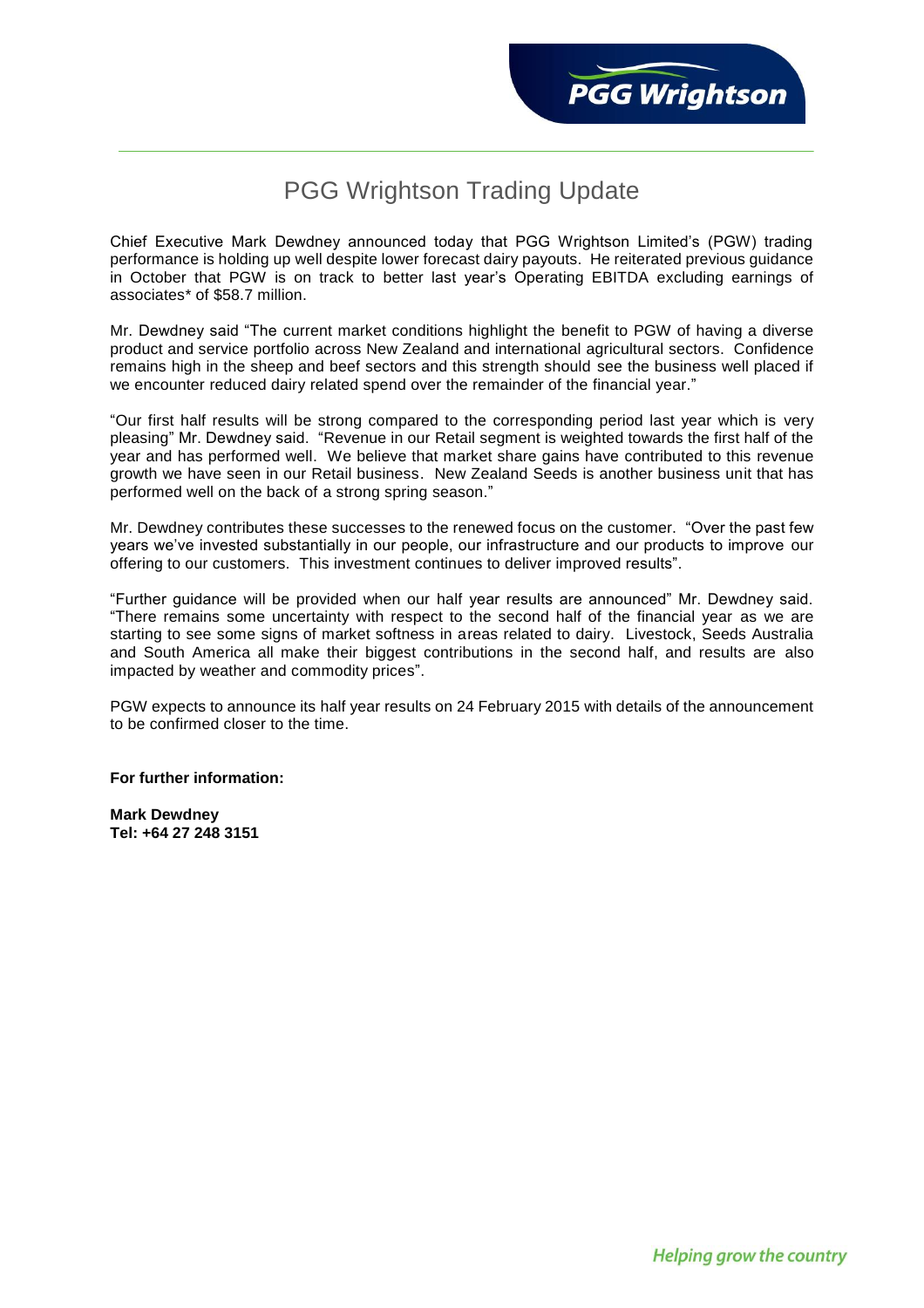# PGG Wrightson Trading Update

Chief Executive Mark Dewdney announced today that PGG Wrightson Limited's (PGW) trading performance is holding up well despite lower forecast dairy payouts. He reiterated previous guidance in October that PGW is on track to better last year's Operating EBITDA excluding earnings of associates* of $58.7 million.

Mr. Dewdney said "The current market conditions highlight the benefit to PGW of having a diverse product and service portfolio across New Zealand and international agricultural sectors. Confidence remains high in the sheep and beef sectors and this strength should see the business well placed if we encounter reduced dairy related spend over the remainder of the financial year."

"Our first half results will be strong compared to the corresponding period last year which is very pleasing" Mr. Dewdney said. "Revenue in our Retail segment is weighted towards the first half of the year and has performed well. We believe that market share gains have contributed to this revenue growth we have seen in our Retail business. New Zealand Seeds is another business unit that has performed well on the back of a strong spring season."

Mr. Dewdney contributes these successes to the renewed focus on the customer. "Over the past few years we've invested substantially in our people, our infrastructure and our products to improve our offering to our customers. This investment continues to deliver improved results".

"Further guidance will be provided when our half year results are announced" Mr. Dewdney said. "There remains some uncertainty with respect to the second half of the financial year as we are starting to see some signs of market softness in areas related to dairy. Livestock, Seeds Australia and South America all make their biggest contributions in the second half, and results are also impacted by weather and commodity prices".

PGW expects to announce its half year results on 24 February 2015 with details of the announcement to be confirmed closer to the time.

**For further information:**

**Mark Dewdney**
**Tel: +64 27 248 3151**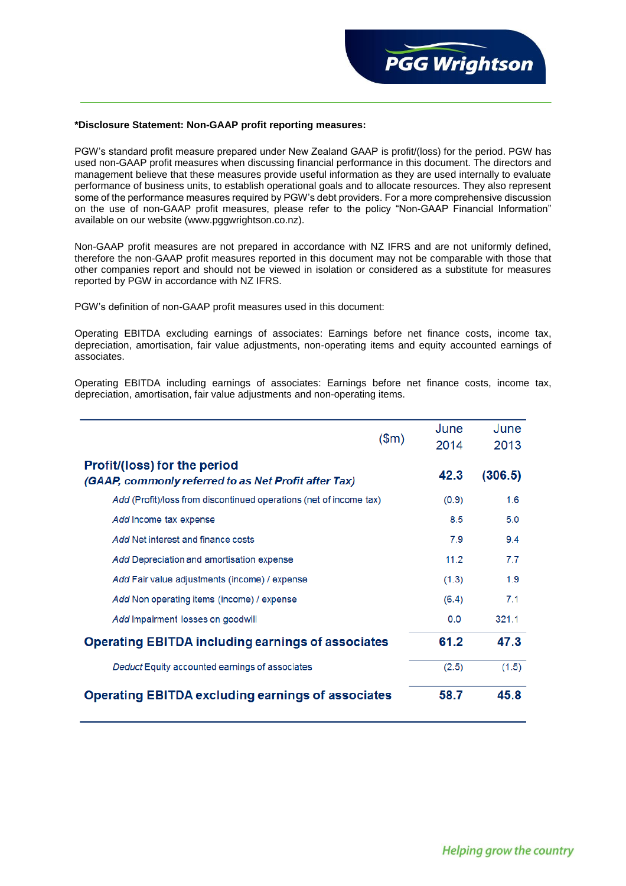**\*Disclosure Statement: Non-GAAP profit reporting measures:**

PGW's standard profit measure prepared under New Zealand GAAP is profit/(loss) for the period. PGW has used non-GAAP profit measures when discussing financial performance in this document. The directors and management believe that these measures provide useful information as they are used internally to evaluate performance of business units, to establish operational goals and to allocate resources. They also represent some of the performance measures required by PGW's debt providers. For a more comprehensive discussion on the use of non-GAAP profit measures, please refer to the policy "Non-GAAP Financial Information" available on our website (www.pggwrightson.co.nz).

Non-GAAP profit measures are not prepared in accordance with NZ IFRS and are not uniformly defined, therefore the non-GAAP profit measures reported in this document may not be comparable with those that other companies report and should not be viewed in isolation or considered as a substitute for measures reported by PGW in accordance with NZ IFRS.

PGW's definition of non-GAAP profit measures used in this document:

Operating EBITDA excluding earnings of associates: Earnings before net finance costs, income tax, depreciation, amortisation, fair value adjustments, non-operating items and equity accounted earnings of associates.

Operating EBITDA including earnings of associates: Earnings before net finance costs, income tax, depreciation, amortisation, fair value adjustments and non-operating items.

| ($m) | June 2014 | June 2013 |
|---|---|---|
| **Profit/(loss) for the period** *(GAAP, commonly referred to as Net Profit after Tax)* | **42.3** | **(306.5)** |
| *Add* (Profit)/loss from discontinued operations (net of income tax) | (0.9) | 1.6 |
| *Add* Income tax expense | 8.5 | 5.0 |
| *Add* Net interest and finance costs | 7.9 | 9.4 |
| *Add* Depreciation and amortisation expense | 11.2 | 7.7 |
| *Add* Fair value adjustments (income) / expense | (1.3) | 1.9 |
| *Add* Non operating items (income) / expense | (6.4) | 7.1 |
| *Add* Impairment losses on goodwill | 0.0 | 321.1 |
| **Operating EBITDA including earnings of associates** | **61.2** | **47.3** |
| *Deduct* Equity accounted earnings of associates | (2.5) | (1.5) |
| **Operating EBITDA excluding earnings of associates** | **58.7** | **45.8** |